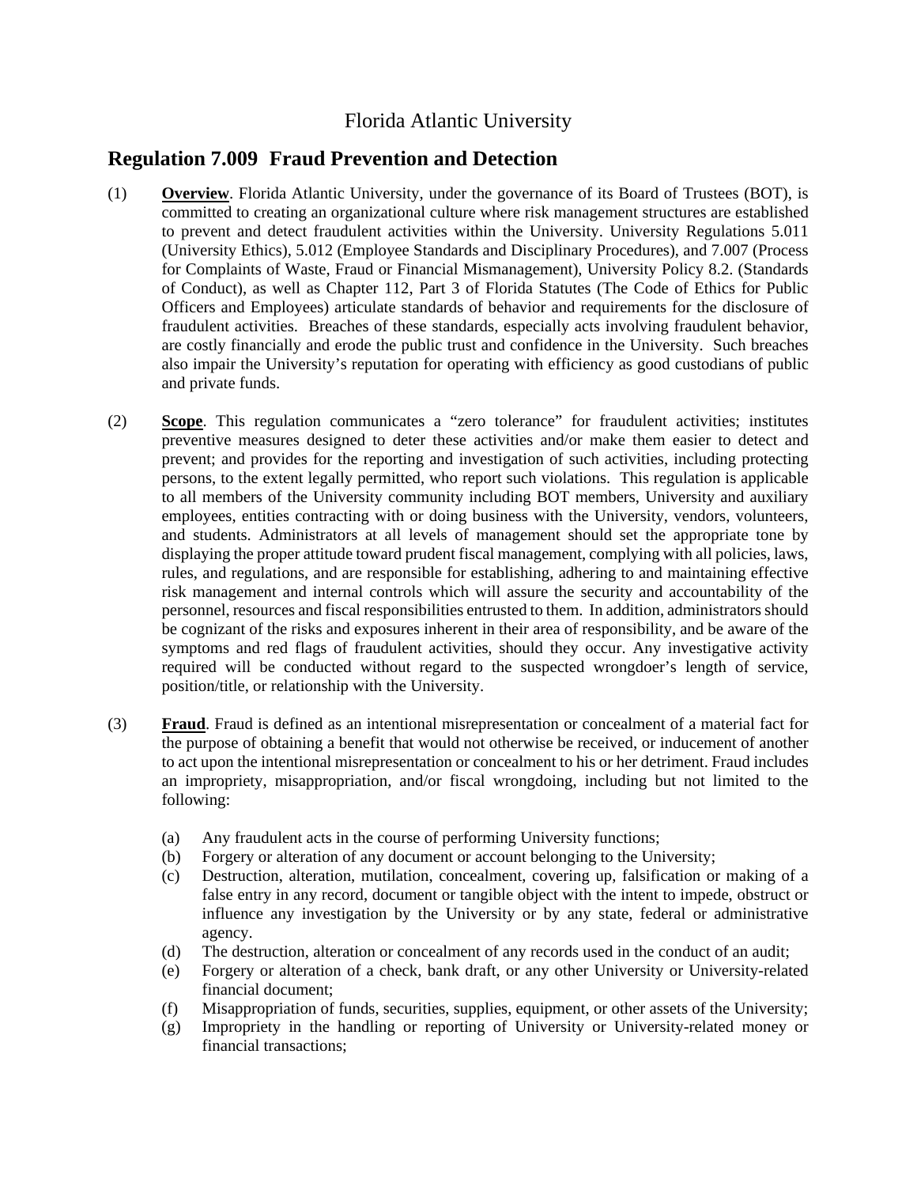Florida Atlantic University

## Regulation 7.009 Fraud Prevention and Detection

(1) **Overview**. Florida Atlantic University, under the governance of its Board of Trustees (BOT), is committed to creating an organizational culture where risk management structures are established to prevent and detect fraudulent activities within the University. University Regulations 5.011 (University Ethics), 5.012 (Employee Standards and Disciplinary Procedures), and 7.007 (Process for Complaints of Waste, Fraud or Financial Mismanagement), University Policy 8.2. (Standards of Conduct), as well as Chapter 112, Part 3 of Florida Statutes (The Code of Ethics for Public Officers and Employees) articulate standards of behavior and requirements for the disclosure of fraudulent activities. Breaches of these standards, especially acts involving fraudulent behavior, are costly financially and erode the public trust and confidence in the University. Such breaches also impair the University's reputation for operating with efficiency as good custodians of public and private funds.

(2) **Scope**. This regulation communicates a "zero tolerance" for fraudulent activities; institutes preventive measures designed to deter these activities and/or make them easier to detect and prevent; and provides for the reporting and investigation of such activities, including protecting persons, to the extent legally permitted, who report such violations. This regulation is applicable to all members of the University community including BOT members, University and auxiliary employees, entities contracting with or doing business with the University, vendors, volunteers, and students. Administrators at all levels of management should set the appropriate tone by displaying the proper attitude toward prudent fiscal management, complying with all policies, laws, rules, and regulations, and are responsible for establishing, adhering to and maintaining effective risk management and internal controls which will assure the security and accountability of the personnel, resources and fiscal responsibilities entrusted to them. In addition, administrators should be cognizant of the risks and exposures inherent in their area of responsibility, and be aware of the symptoms and red flags of fraudulent activities, should they occur. Any investigative activity required will be conducted without regard to the suspected wrongdoer's length of service, position/title, or relationship with the University.

(3) **Fraud**. Fraud is defined as an intentional misrepresentation or concealment of a material fact for the purpose of obtaining a benefit that would not otherwise be received, or inducement of another to act upon the intentional misrepresentation or concealment to his or her detriment. Fraud includes an impropriety, misappropriation, and/or fiscal wrongdoing, including but not limited to the following:

(a) Any fraudulent acts in the course of performing University functions;
(b) Forgery or alteration of any document or account belonging to the University;
(c) Destruction, alteration, mutilation, concealment, covering up, falsification or making of a false entry in any record, document or tangible object with the intent to impede, obstruct or influence any investigation by the University or by any state, federal or administrative agency.
(d) The destruction, alteration or concealment of any records used in the conduct of an audit;
(e) Forgery or alteration of a check, bank draft, or any other University or University-related financial document;
(f) Misappropriation of funds, securities, supplies, equipment, or other assets of the University;
(g) Impropriety in the handling or reporting of University or University-related money or financial transactions;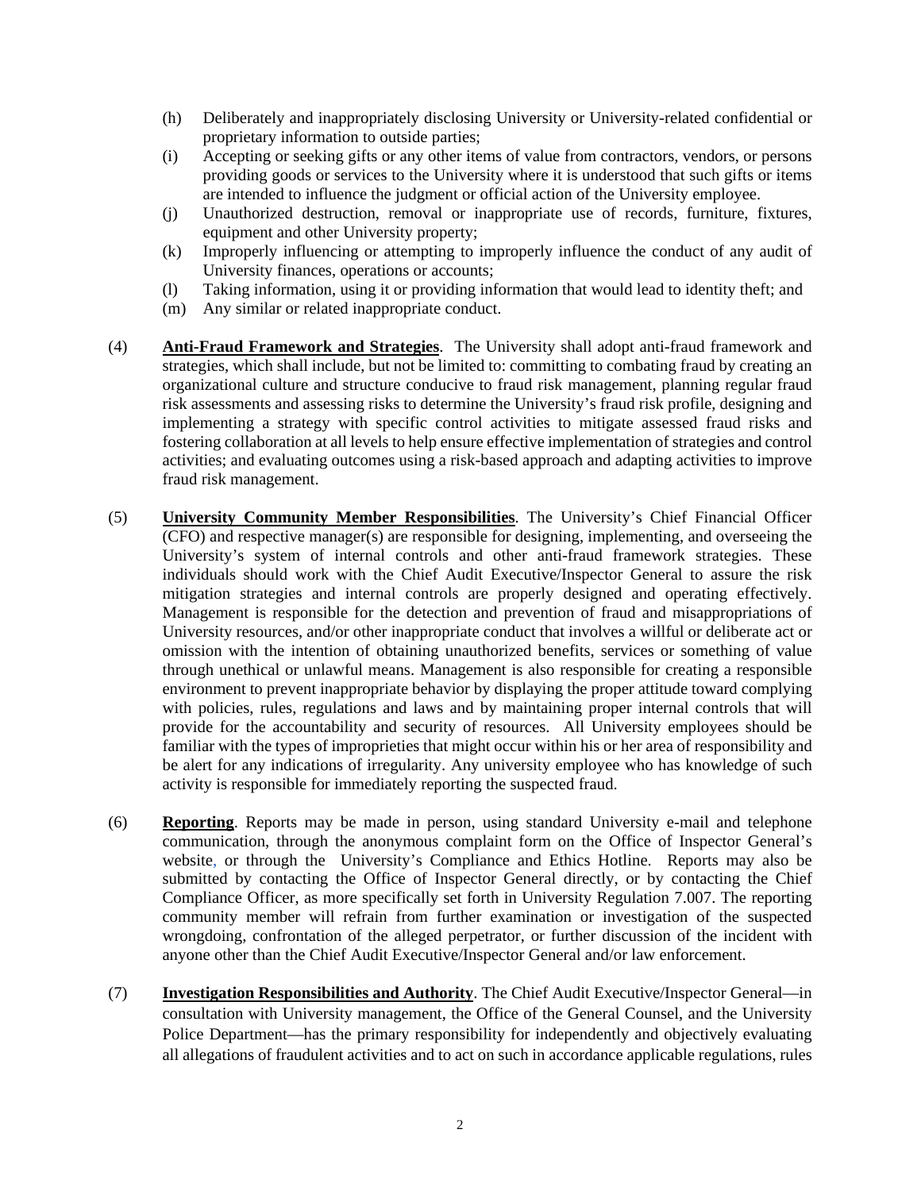(h) Deliberately and inappropriately disclosing University or University-related confidential or proprietary information to outside parties;

(i) Accepting or seeking gifts or any other items of value from contractors, vendors, or persons providing goods or services to the University where it is understood that such gifts or items are intended to influence the judgment or official action of the University employee.

(j) Unauthorized destruction, removal or inappropriate use of records, furniture, fixtures, equipment and other University property;

(k) Improperly influencing or attempting to improperly influence the conduct of any audit of University finances, operations or accounts;

(l) Taking information, using it or providing information that would lead to identity theft; and

(m) Any similar or related inappropriate conduct.

(4) **Anti-Fraud Framework and Strategies**. The University shall adopt anti-fraud framework and strategies, which shall include, but not be limited to: committing to combating fraud by creating an organizational culture and structure conducive to fraud risk management, planning regular fraud risk assessments and assessing risks to determine the University's fraud risk profile, designing and implementing a strategy with specific control activities to mitigate assessed fraud risks and fostering collaboration at all levels to help ensure effective implementation of strategies and control activities; and evaluating outcomes using a risk-based approach and adapting activities to improve fraud risk management.

(5) **University Community Member Responsibilities**. The University's Chief Financial Officer (CFO) and respective manager(s) are responsible for designing, implementing, and overseeing the University's system of internal controls and other anti-fraud framework strategies. These individuals should work with the Chief Audit Executive/Inspector General to assure the risk mitigation strategies and internal controls are properly designed and operating effectively. Management is responsible for the detection and prevention of fraud and misappropriations of University resources, and/or other inappropriate conduct that involves a willful or deliberate act or omission with the intention of obtaining unauthorized benefits, services or something of value through unethical or unlawful means. Management is also responsible for creating a responsible environment to prevent inappropriate behavior by displaying the proper attitude toward complying with policies, rules, regulations and laws and by maintaining proper internal controls that will provide for the accountability and security of resources. All University employees should be familiar with the types of improprieties that might occur within his or her area of responsibility and be alert for any indications of irregularity. Any university employee who has knowledge of such activity is responsible for immediately reporting the suspected fraud.

(6) **Reporting**. Reports may be made in person, using standard University e-mail and telephone communication, through the anonymous complaint form on the Office of Inspector General's website, or through the University's Compliance and Ethics Hotline. Reports may also be submitted by contacting the Office of Inspector General directly, or by contacting the Chief Compliance Officer, as more specifically set forth in University Regulation 7.007. The reporting community member will refrain from further examination or investigation of the suspected wrongdoing, confrontation of the alleged perpetrator, or further discussion of the incident with anyone other than the Chief Audit Executive/Inspector General and/or law enforcement.

(7) **Investigation Responsibilities and Authority**. The Chief Audit Executive/Inspector General—in consultation with University management, the Office of the General Counsel, and the University Police Department—has the primary responsibility for independently and objectively evaluating all allegations of fraudulent activities and to act on such in accordance applicable regulations, rules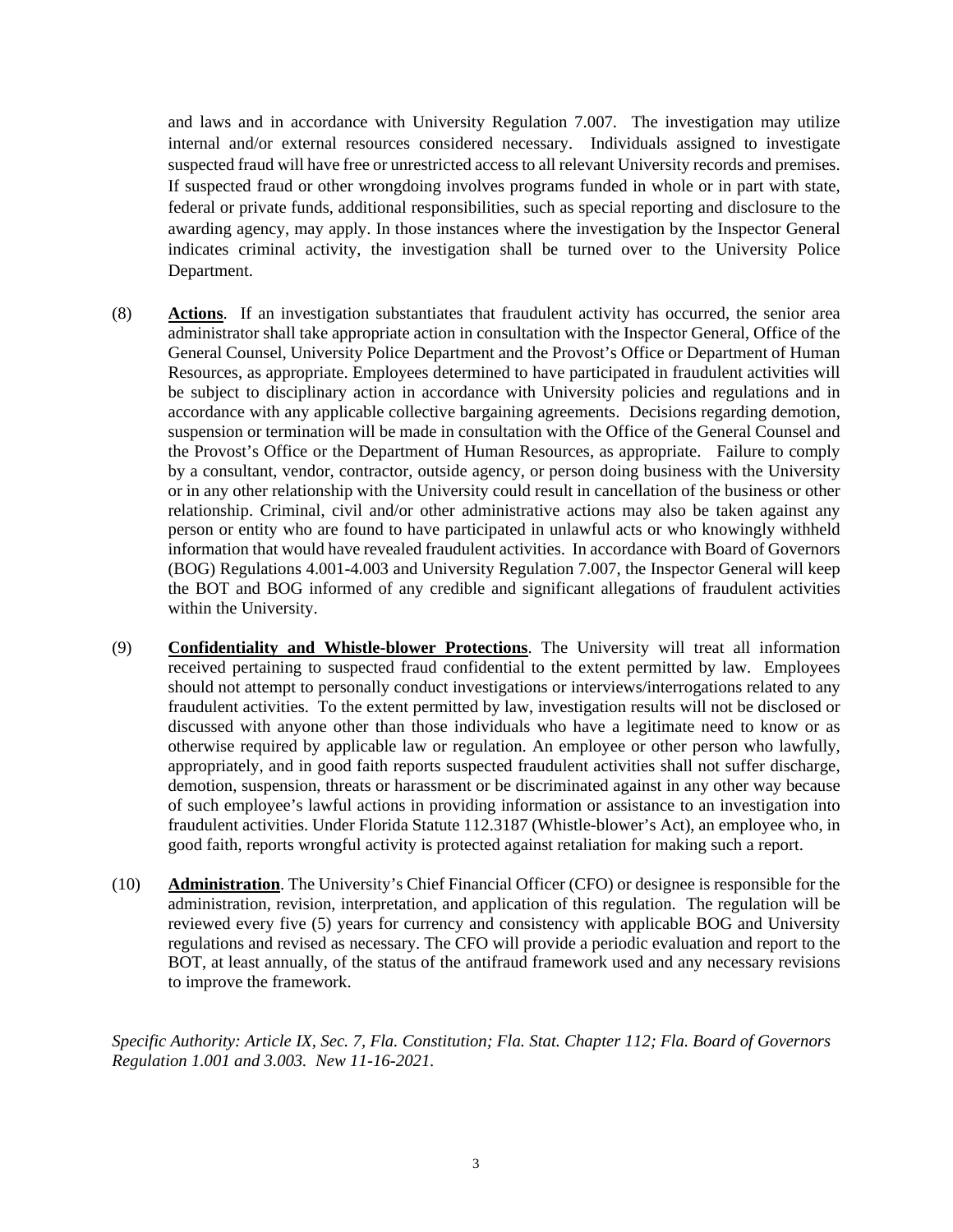and laws and in accordance with University Regulation 7.007. The investigation may utilize internal and/or external resources considered necessary. Individuals assigned to investigate suspected fraud will have free or unrestricted access to all relevant University records and premises. If suspected fraud or other wrongdoing involves programs funded in whole or in part with state, federal or private funds, additional responsibilities, such as special reporting and disclosure to the awarding agency, may apply. In those instances where the investigation by the Inspector General indicates criminal activity, the investigation shall be turned over to the University Police Department.

(8) **Actions**. If an investigation substantiates that fraudulent activity has occurred, the senior area administrator shall take appropriate action in consultation with the Inspector General, Office of the General Counsel, University Police Department and the Provost's Office or Department of Human Resources, as appropriate. Employees determined to have participated in fraudulent activities will be subject to disciplinary action in accordance with University policies and regulations and in accordance with any applicable collective bargaining agreements. Decisions regarding demotion, suspension or termination will be made in consultation with the Office of the General Counsel and the Provost's Office or the Department of Human Resources, as appropriate. Failure to comply by a consultant, vendor, contractor, outside agency, or person doing business with the University or in any other relationship with the University could result in cancellation of the business or other relationship. Criminal, civil and/or other administrative actions may also be taken against any person or entity who are found to have participated in unlawful acts or who knowingly withheld information that would have revealed fraudulent activities. In accordance with Board of Governors (BOG) Regulations 4.001-4.003 and University Regulation 7.007, the Inspector General will keep the BOT and BOG informed of any credible and significant allegations of fraudulent activities within the University.

(9) **Confidentiality and Whistle-blower Protections**. The University will treat all information received pertaining to suspected fraud confidential to the extent permitted by law. Employees should not attempt to personally conduct investigations or interviews/interrogations related to any fraudulent activities. To the extent permitted by law, investigation results will not be disclosed or discussed with anyone other than those individuals who have a legitimate need to know or as otherwise required by applicable law or regulation. An employee or other person who lawfully, appropriately, and in good faith reports suspected fraudulent activities shall not suffer discharge, demotion, suspension, threats or harassment or be discriminated against in any other way because of such employee's lawful actions in providing information or assistance to an investigation into fraudulent activities. Under Florida Statute 112.3187 (Whistle-blower's Act), an employee who, in good faith, reports wrongful activity is protected against retaliation for making such a report.

(10) **Administration**. The University's Chief Financial Officer (CFO) or designee is responsible for the administration, revision, interpretation, and application of this regulation. The regulation will be reviewed every five (5) years for currency and consistency with applicable BOG and University regulations and revised as necessary. The CFO will provide a periodic evaluation and report to the BOT, at least annually, of the status of the antifraud framework used and any necessary revisions to improve the framework.

*Specific Authority: Article IX, Sec. 7, Fla. Constitution; Fla. Stat. Chapter 112; Fla. Board of Governors Regulation 1.001 and 3.003. New 11-16-2021.*